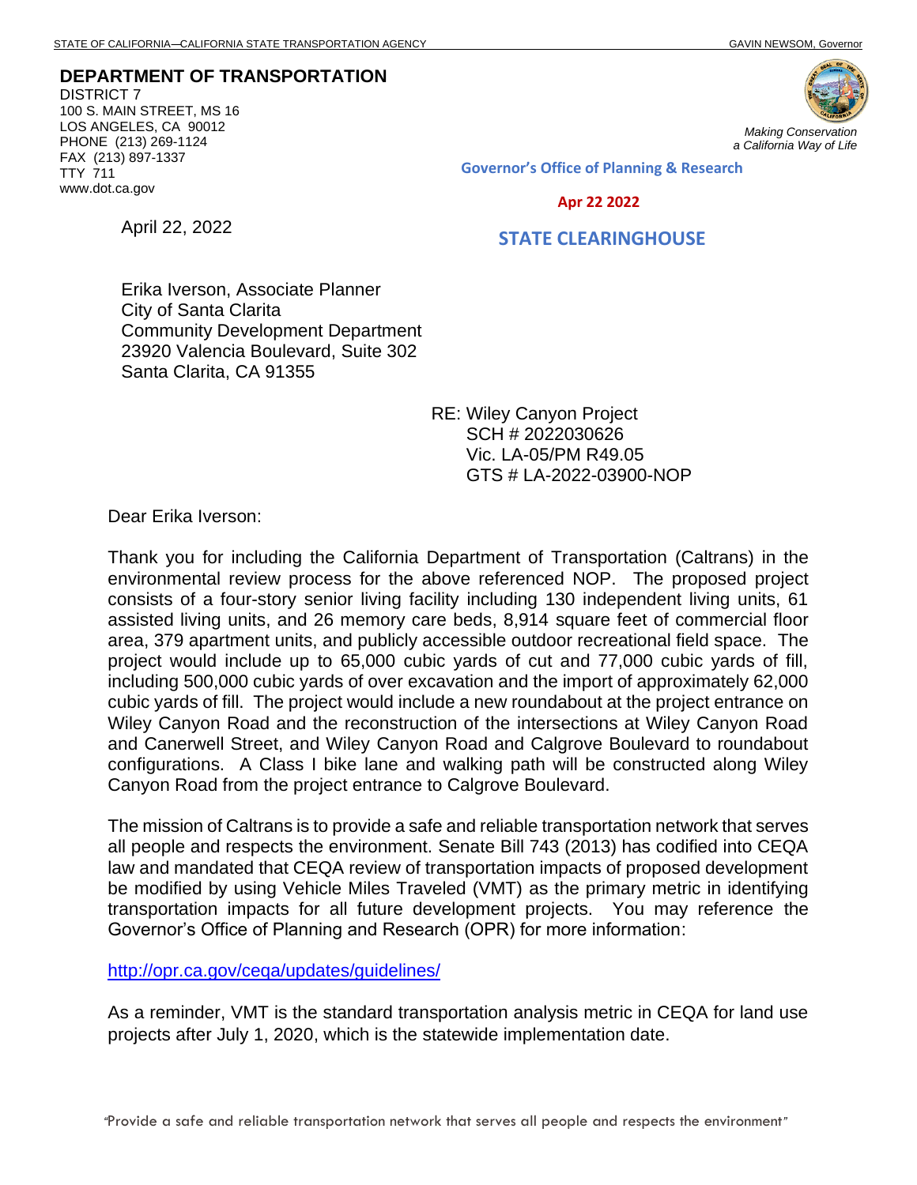STATE OF CALIFORNIA—CALIFORNIA STATE TRANSPORTATION AGENCY GAVIN NEWSOM, Governor

**DEPARTMENT OF TRANSPORTATION**
DISTRICT 7
100 S. MAIN STREET, MS 16
LOS ANGELES, CA 90012
PHONE (213) 269-1124
FAX (213) 897-1337
TTY 711
www.dot.ca.gov

*Making Conservation a California Way of Life*

**Governor's Office of Planning & Research**

**Apr 22 2022**

**STATE CLEARINGHOUSE**

April 22, 2022

Erika Iverson, Associate Planner
City of Santa Clarita
Community Development Department
23920 Valencia Boulevard, Suite 302
Santa Clarita, CA 91355

RE: Wiley Canyon Project
SCH # 2022030626
Vic. LA-05/PM R49.05
GTS # LA-2022-03900-NOP

Dear Erika Iverson:

Thank you for including the California Department of Transportation (Caltrans) in the environmental review process for the above referenced NOP. The proposed project consists of a four-story senior living facility including 130 independent living units, 61 assisted living units, and 26 memory care beds, 8,914 square feet of commercial floor area, 379 apartment units, and publicly accessible outdoor recreational field space. The project would include up to 65,000 cubic yards of cut and 77,000 cubic yards of fill, including 500,000 cubic yards of over excavation and the import of approximately 62,000 cubic yards of fill. The project would include a new roundabout at the project entrance on Wiley Canyon Road and the reconstruction of the intersections at Wiley Canyon Road and Canerwell Street, and Wiley Canyon Road and Calgrove Boulevard to roundabout configurations. A Class I bike lane and walking path will be constructed along Wiley Canyon Road from the project entrance to Calgrove Boulevard.

The mission of Caltrans is to provide a safe and reliable transportation network that serves all people and respects the environment. Senate Bill 743 (2013) has codified into CEQA law and mandated that CEQA review of transportation impacts of proposed development be modified by using Vehicle Miles Traveled (VMT) as the primary metric in identifying transportation impacts for all future development projects. You may reference the Governor's Office of Planning and Research (OPR) for more information:

http://opr.ca.gov/ceqa/updates/guidelines/

As a reminder, VMT is the standard transportation analysis metric in CEQA for land use projects after July 1, 2020, which is the statewide implementation date.

"Provide a safe and reliable transportation network that serves all people and respects the environment"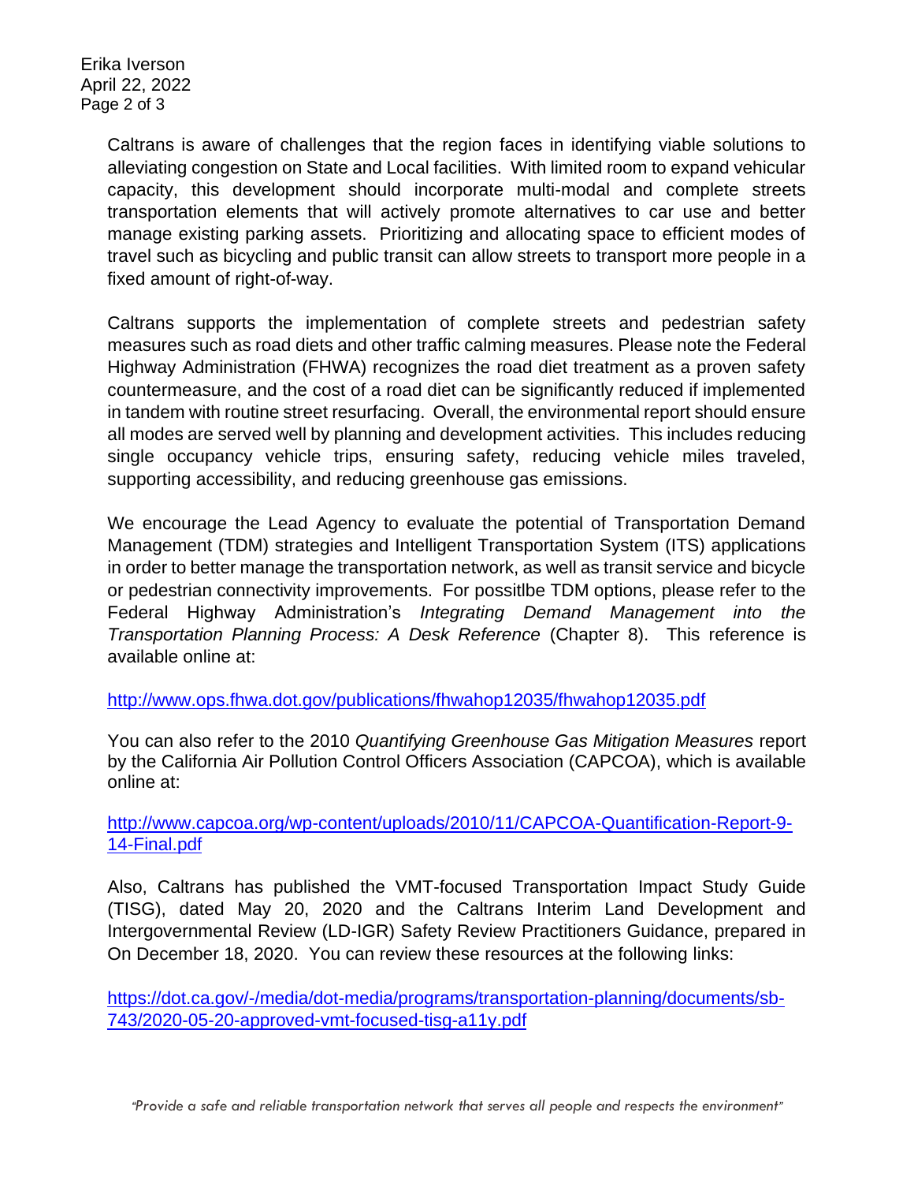Caltrans is aware of challenges that the region faces in identifying viable solutions to alleviating congestion on State and Local facilities. With limited room to expand vehicular capacity, this development should incorporate multi-modal and complete streets transportation elements that will actively promote alternatives to car use and better manage existing parking assets. Prioritizing and allocating space to efficient modes of travel such as bicycling and public transit can allow streets to transport more people in a fixed amount of right-of-way.

Caltrans supports the implementation of complete streets and pedestrian safety measures such as road diets and other traffic calming measures. Please note the Federal Highway Administration (FHWA) recognizes the road diet treatment as a proven safety countermeasure, and the cost of a road diet can be significantly reduced if implemented in tandem with routine street resurfacing. Overall, the environmental report should ensure all modes are served well by planning and development activities. This includes reducing single occupancy vehicle trips, ensuring safety, reducing vehicle miles traveled, supporting accessibility, and reducing greenhouse gas emissions.

We encourage the Lead Agency to evaluate the potential of Transportation Demand Management (TDM) strategies and Intelligent Transportation System (ITS) applications in order to better manage the transportation network, as well as transit service and bicycle or pedestrian connectivity improvements. For possitlbe TDM options, please refer to the Federal Highway Administration's *Integrating Demand Management into the Transportation Planning Process: A Desk Reference* (Chapter 8). This reference is available online at:

http://www.ops.fhwa.dot.gov/publications/fhwahop12035/fhwahop12035.pdf

You can also refer to the 2010 *Quantifying Greenhouse Gas Mitigation Measures* report by the California Air Pollution Control Officers Association (CAPCOA), which is available online at:

http://www.capcoa.org/wp-content/uploads/2010/11/CAPCOA-Quantification-Report-9-14-Final.pdf

Also, Caltrans has published the VMT-focused Transportation Impact Study Guide (TISG), dated May 20, 2020 and the Caltrans Interim Land Development and Intergovernmental Review (LD-IGR) Safety Review Practitioners Guidance, prepared in On December 18, 2020. You can review these resources at the following links:

https://dot.ca.gov/-/media/dot-media/programs/transportation-planning/documents/sb-743/2020-05-20-approved-vmt-focused-tisg-a11y.pdf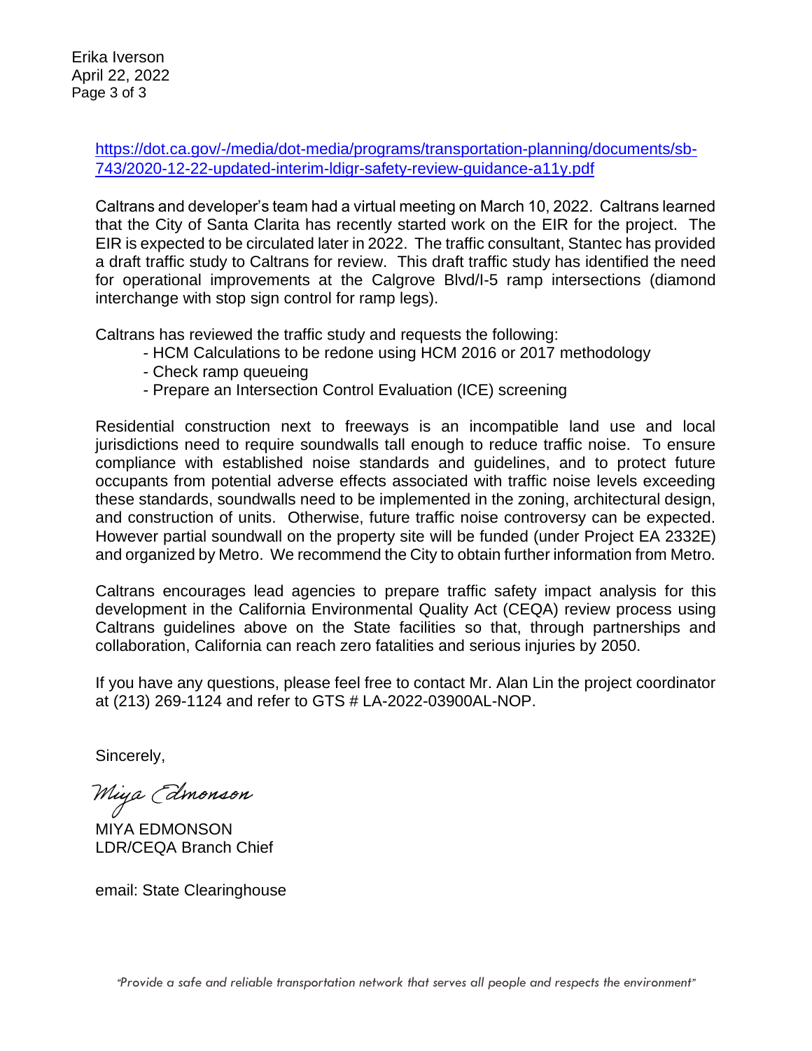https://dot.ca.gov/-/media/dot-media/programs/transportation-planning/documents/sb-743/2020-12-22-updated-interim-ldigr-safety-review-guidance-a11y.pdf

Caltrans and developer's team had a virtual meeting on March 10, 2022. Caltrans learned that the City of Santa Clarita has recently started work on the EIR for the project. The EIR is expected to be circulated later in 2022. The traffic consultant, Stantec has provided a draft traffic study to Caltrans for review. This draft traffic study has identified the need for operational improvements at the Calgrove Blvd/I-5 ramp intersections (diamond interchange with stop sign control for ramp legs).

Caltrans has reviewed the traffic study and requests the following:

- HCM Calculations to be redone using HCM 2016 or 2017 methodology
- Check ramp queueing
- Prepare an Intersection Control Evaluation (ICE) screening

Residential construction next to freeways is an incompatible land use and local jurisdictions need to require soundwalls tall enough to reduce traffic noise. To ensure compliance with established noise standards and guidelines, and to protect future occupants from potential adverse effects associated with traffic noise levels exceeding these standards, soundwalls need to be implemented in the zoning, architectural design, and construction of units. Otherwise, future traffic noise controversy can be expected. However partial soundwall on the property site will be funded (under Project EA 2332E) and organized by Metro. We recommend the City to obtain further information from Metro.

Caltrans encourages lead agencies to prepare traffic safety impact analysis for this development in the California Environmental Quality Act (CEQA) review process using Caltrans guidelines above on the State facilities so that, through partnerships and collaboration, California can reach zero fatalities and serious injuries by 2050.

If you have any questions, please feel free to contact Mr. Alan Lin the project coordinator at (213) 269-1124 and refer to GTS # LA-2022-03900AL-NOP.

Sincerely,

*Miya Edmonson*

MIYA EDMONSON
LDR/CEQA Branch Chief

email: State Clearinghouse

*"Provide a safe and reliable transportation network that serves all people and respects the environment"*